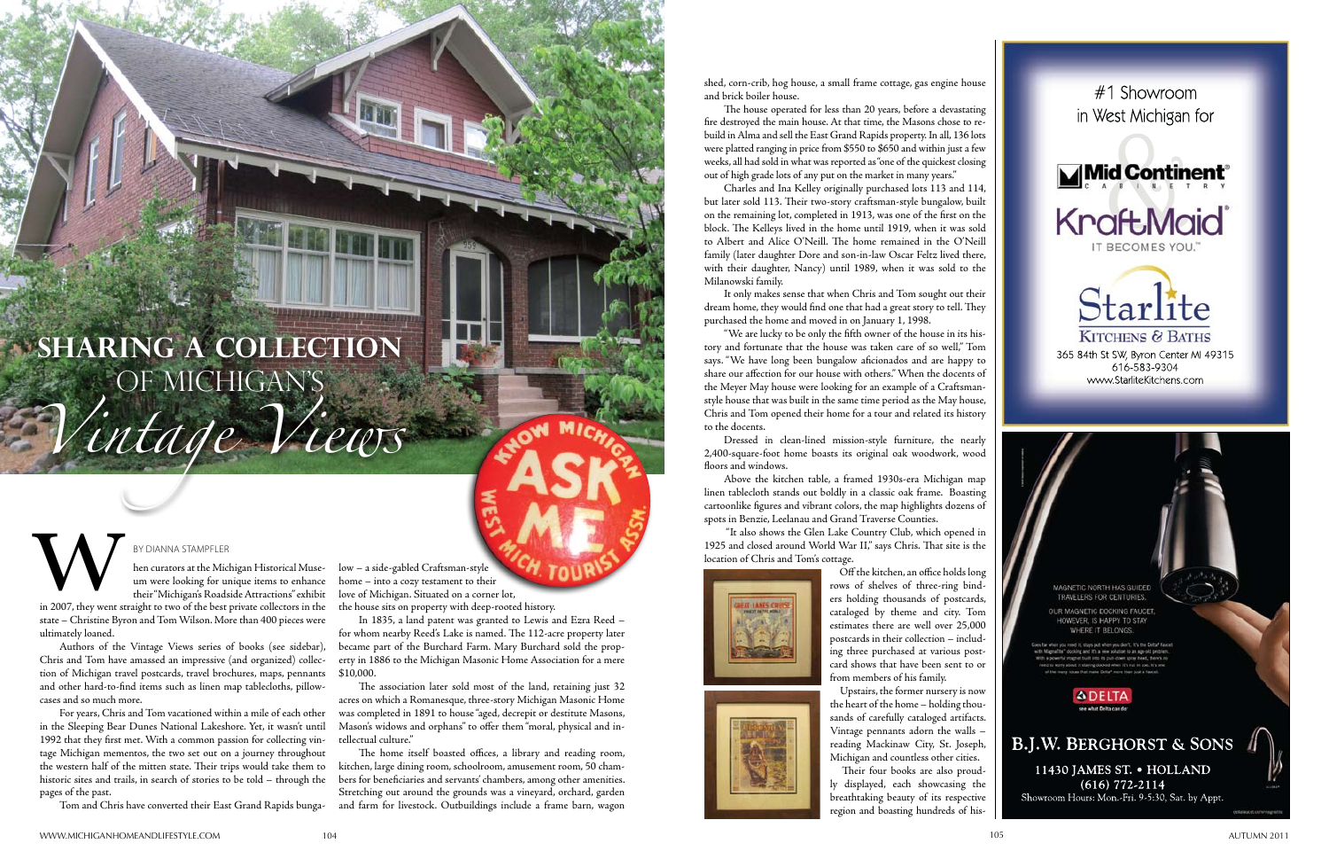# SHARING A COLLECTION OF MICHIGAN'S *Vintage Views*

BY DIANNA STAMPFLER

When curators at the Michigan Historical Museum were looking for unique items to enhance their "Michigan's Roadside Attractions" exhibit in 2007, they went straight to two of the best private collectors in the state – Christine Byron and Tom Wilson. More than 400 pieces were ultimately loaned.

Authors of the Vintage Views series of books (see sidebar), Chris and Tom have amassed an impressive (and organized) collection of Michigan travel postcards, travel brochures, maps, pennants and other hard-to-find items such as linen map tablecloths, pillowcases and so much more.

For years, Chris and Tom vacationed within a mile of each other in the Sleeping Bear Dunes National Lakeshore. Yet, it wasn't until 1992 that they first met. With a common passion for collecting vintage Michigan mementos, the two set out on a journey throughout the western half of the mitten state. Their trips would take them to historic sites and trails, in search of stories to be told – through the pages of the past.

Tom and Chris have converted their East Grand Rapids bungalow – a side-gabled Craftsman-style home – into a cozy testament to their love of Michigan. Situated on a corner lot, the house sits on property with deep-rooted history.

In 1835, a land patent was granted to Lewis and Ezra Reed – for whom nearby Reed's Lake is named. The 112-acre property later became part of the Burchard Farm. Mary Burchard sold the property in 1886 to the Michigan Masonic Home Association for a mere $10,000.

The association later sold most of the land, retaining just 32 acres on which a Romanesque, three-story Michigan Masonic Home was completed in 1891 to house "aged, decrepit or destitute Masons, Mason's widows and orphans" to offer them "moral, physical and intellectual culture."

The home itself boasted offices, a library and reading room, kitchen, large dining room, schoolroom, amusement room, 50 chambers for beneficiaries and servants' chambers, among other amenities. Stretching out around the grounds was a vineyard, orchard, garden and farm for livestock. Outbuildings include a frame barn, wagon shed, corn-crib, hog house, a small frame cottage, gas engine house and brick boiler house.

The house operated for less than 20 years, before a devastating fire destroyed the main house. At that time, the Masons chose to rebuild in Alma and sell the East Grand Rapids property. In all, 136 lots were platted ranging in price from $550 to $650 and within just a few weeks, all had sold in what was reported as "one of the quickest closing out of high grade lots of any put on the market in many years."

Charles and Ina Kelley originally purchased lots 113 and 114, but later sold 113. Their two-story craftsman-style bungalow, built on the remaining lot, completed in 1913, was one of the first on the block. The Kelleys lived in the home until 1919, when it was sold to Albert and Alice O'Neill. The home remained in the O'Neill family (later daughter Dore and son-in-law Oscar Feltz lived there, with their daughter, Nancy) until 1989, when it was sold to the Milanowski family.

It only makes sense that when Chris and Tom sought out their dream home, they would find one that had a great story to tell. They purchased the home and moved in on January 1, 1998.

"We are lucky to be only the fifth owner of the house in its history and fortunate that the house was taken care of so well," Tom says. "We have long been bungalow aficionados and are happy to share our affection for our house with others." When the docents of the Meyer May house were looking for an example of a Craftsman-style house that was built in the same time period as the May house, Chris and Tom opened their home for a tour and related its history to the docents.

Dressed in clean-lined mission-style furniture, the nearly 2,400-square-foot home boasts its original oak woodwork, wood floors and windows.

Above the kitchen table, a framed 1930s-era Michigan map linen tablecloth stands out boldly in a classic oak frame. Boasting cartoonlike figures and vibrant colors, the map highlights dozens of spots in Benzie, Leelanau and Grand Traverse Counties.

"It also shows the Glen Lake Country Club, which opened in 1925 and closed around World War II," says Chris. That site is the location of Chris and Tom's cottage.

Off the kitchen, an office holds long rows of shelves of three-ring binders holding thousands of postcards, cataloged by theme and city. Tom estimates there are well over 25,000 postcards in their collection – including three purchased at various postcard shows that have been sent to or from members of his family.

Upstairs, the former nursery is now the heart of the home – holding thousands of carefully cataloged artifacts. Vintage pennants adorn the walls – reading Mackinaw City, St. Joseph, Michigan and countless other cities.

Their four books are also proudly displayed, each showcasing the breathtaking beauty of its respective region and boasting hundreds of his-

---

#1 Showroom in West Michigan for

Mid Continent Cabinetry

KraftMaid IT BECOMES YOU.™

Starlite Kitchens & Baths
365 84th St SW, Byron Center MI 49315
616-583-9304
www.StarliteKitchens.com

---

MAGNETIC NORTH HAS GUIDED TRAVELERS FOR CENTURIES.
OUR MAGNETIC DOCKING FAUCET, HOWEVER, IS HAPPY TO STAY WHERE IT BELONGS.

DELTA see what Delta can do

B.J.W. BERGHORST & SONS
11430 JAMES ST. • HOLLAND
(616) 772-2114
Showroom Hours: Mon.-Fri. 9-5:30, Sat. by Appt.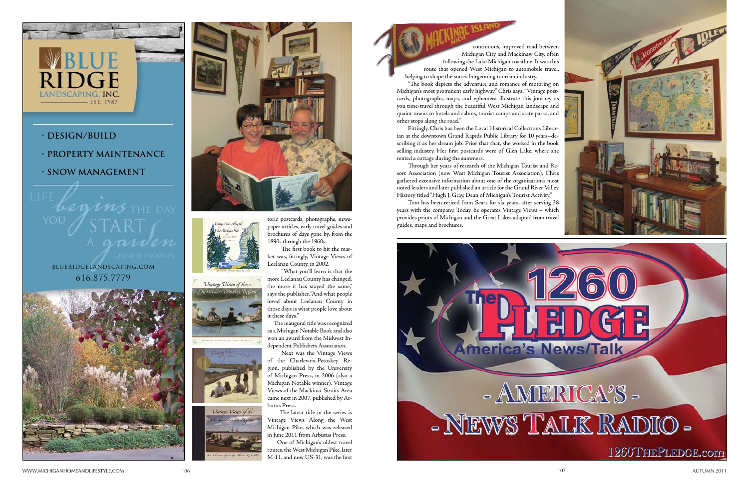# BLUE RIDGE

LANDSCAPING, INC.

EST. 1987

- DESIGN/BUILD
- PROPERTY MAINTENANCE
- SNOW MANAGEMENT

LIFE *begins* THE DAY YOU START A *garden*

CHINESE PROVERB

BLUERIDGELANDSCAPING.COM

616.875.7779

toric postcards, photographs, newspaper articles, early travel guides and brochures of days gone by, from the 1890s through the 1960s.

The first book to hit the market was, fittingly, Vintage Views of Leelanau County, in 2002.

"What you'll learn is that the more Leelanau County has changed, the more it has stayed the same," says the publisher. "And what people loved about Leelanau County in those days is what people love about it these days."

The inaugural title was recognized as a Michigan Notable Book and also won an award from the Midwest Independent Publishers Association.

Next was the Vintage Views of the Charlevoix-Petoskey Region, published by the University of Michigan Press, in 2006 (also a Michigan Notable winner). Vintage Views of the Mackinac Straits Area came next in 2007, published by Arbutus Press.

The latest title in the series is Vintage Views Along the West Michigan Pike, which was released in June 2011 from Arbutus Press.

One of Michigan's oldest travel routes, the West Michigan Pike, later M-11, and now US-31, was the first continuous, improved road between Michigan City and Mackinaw City, often following the Lake Michigan coastline. It was this route that opened West Michigan to automobile travel, helping to shape the state's burgeoning tourism industry.

"The book depicts the adventure and romance of motoring on Michigan's most prominent early highway," Chris says. "Vintage postcards, photographs, maps, and ephemera illustrate this journey as you time-travel through the beautiful West Michigan landscape and quaint towns to hotels and cabins, tourist camps and state parks, and other stops along the road."

Fittingly, Chris has been the Local Historical Collections Librarian at the downtown Grand Rapids Public Library for 10 years–describing it as her dream job. Prior that that, she worked in the book selling industry. Her first postcards were of Glen Lake, where she rented a cottage during the summers.

Through her years of research of the Michigan Tourist and Resort Association (now West Michigan Tourist Association), Chris gathered extensive information about one of the organization's most noted leaders and later published an article for the Grand River Valley History titled "Hugh J. Gray, Dean of Michigan's Tourist Activity."

Tom has been retired from Sears for six years, after serving 38 years with the company. Today, he operates Vintage Views – which provides prints of Michigan and the Great Lakes adapted from travel guides, maps and brochures.

The 1260 PLEDGE

America's News/Talk

- AMERICA'S -

- NEWS TALK RADIO -

1260THEPLEDGE.com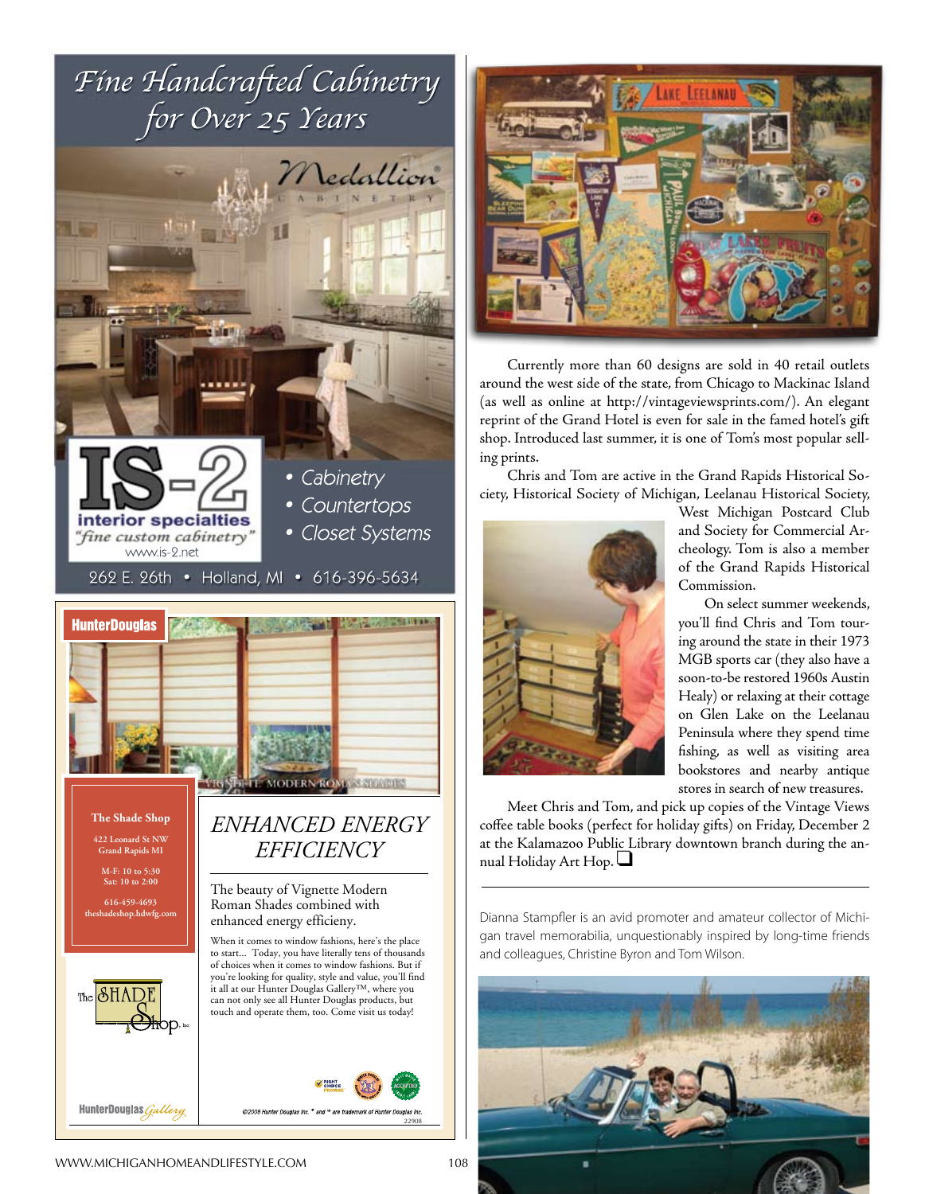# Fine Handcrafted Cabinetry for Over 25 Years

Medallion CABINETRY

IS-2 interior specialties "fine custom cabinetry" www.is-2.net

- Cabinetry
- Countertops
- Closet Systems

262 E. 26th • Holland, MI • 616-396-5634

HunterDouglas

VIGNETTE MODERN ROMAN SHADES

**The Shade Shop**

422 Leonard St NW
Grand Rapids MI

M-F: 10 to 5:30
Sat: 10 to 2:00

616-459-4693
theshadeshop.hdwfg.com

## ENHANCED ENERGY EFFICIENCY

The beauty of Vignette Modern Roman Shades combined with enhanced energy efficiency.

When it comes to window fashions, here's the place to start... Today, you have literally tens of thousands of choices when it comes to window fashions. But if you're looking for quality, style and value, you'll find it all at our Hunter Douglas Gallery™, where you can not only see all Hunter Douglas products, but touch and operate them, too. Come visit us today!

HunterDouglas Gallery

©2008 Hunter Douglas Inc. ® and ™ are trademark of Hunter Douglas Inc. 22908

Currently more than 60 designs are sold in 40 retail outlets around the west side of the state, from Chicago to Mackinac Island (as well as online at http://vintageviewsprints.com/). An elegant reprint of the Grand Hotel is even for sale in the famed hotel's gift shop. Introduced last summer, it is one of Tom's most popular selling prints.

Chris and Tom are active in the Grand Rapids Historical Society, Historical Society of Michigan, Leelanau Historical Society, West Michigan Postcard Club and Society for Commercial Archeology. Tom is also a member of the Grand Rapids Historical Commission.

On select summer weekends, you'll find Chris and Tom touring around the state in their 1973 MGB sports car (they also have a soon-to-be restored 1960s Austin Healy) or relaxing at their cottage on Glen Lake on the Leelanau Peninsula where they spend time fishing, as well as visiting area bookstores and nearby antique stores in search of new treasures.

Meet Chris and Tom, and pick up copies of the Vintage Views coffee table books (perfect for holiday gifts) on Friday, December 2 at the Kalamazoo Public Library downtown branch during the annual Holiday Art Hop. ❑

---

Dianna Stampfler is an avid promoter and amateur collector of Michigan travel memorabilia, unquestionably inspired by long-time friends and colleagues, Christine Byron and Tom Wilson.